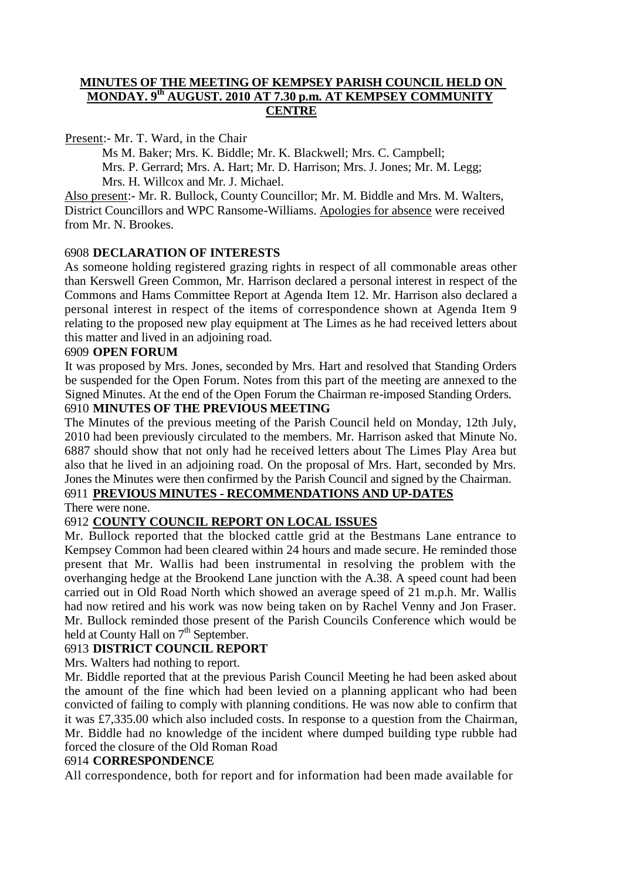# MINUTES OF THE MEETING OF KEMPSEY PARISH COUNCIL HELD ON MONDAY. 9th AUGUST. 2010 AT 7.30 p.m. AT KEMPSEY COMMUNITY CENTRE

Present:- Mr. T. Ward, in the Chair

Ms M. Baker; Mrs. K. Biddle; Mr. K. Blackwell; Mrs. C. Campbell; Mrs. P. Gerrard; Mrs. A. Hart; Mr. D. Harrison; Mrs. J. Jones; Mr. M. Legg; Mrs. H. Willcox and Mr. J. Michael.

Also present:- Mr. R. Bullock, County Councillor; Mr. M. Biddle and Mrs. M. Walters, District Councillors and WPC Ransome-Williams. Apologies for absence were received from Mr. N. Brookes.

6908 **DECLARATION OF INTERESTS**

As someone holding registered grazing rights in respect of all commonable areas other than Kerswell Green Common, Mr. Harrison declared a personal interest in respect of the Commons and Hams Committee Report at Agenda Item 12. Mr. Harrison also declared a personal interest in respect of the items of correspondence shown at Agenda Item 9 relating to the proposed new play equipment at The Limes as he had received letters about this matter and lived in an adjoining road.

6909 **OPEN FORUM**

It was proposed by Mrs. Jones, seconded by Mrs. Hart and resolved that Standing Orders be suspended for the Open Forum. Notes from this part of the meeting are annexed to the Signed Minutes. At the end of the Open Forum the Chairman re-imposed Standing Orders.

6910 **MINUTES OF THE PREVIOUS MEETING**

The Minutes of the previous meeting of the Parish Council held on Monday, 12th July, 2010 had been previously circulated to the members. Mr. Harrison asked that Minute No. 6887 should show that not only had he received letters about The Limes Play Area but also that he lived in an adjoining road. On the proposal of Mrs. Hart, seconded by Mrs. Jones the Minutes were then confirmed by the Parish Council and signed by the Chairman.

6911 **PREVIOUS MINUTES - RECOMMENDATIONS AND UP-DATES**

There were none.

6912 **COUNTY COUNCIL REPORT ON LOCAL ISSUES**

Mr. Bullock reported that the blocked cattle grid at the Bestmans Lane entrance to Kempsey Common had been cleared within 24 hours and made secure. He reminded those present that Mr. Wallis had been instrumental in resolving the problem with the overhanging hedge at the Brookend Lane junction with the A.38. A speed count had been carried out in Old Road North which showed an average speed of 21 m.p.h. Mr. Wallis had now retired and his work was now being taken on by Rachel Venny and Jon Fraser. Mr. Bullock reminded those present of the Parish Councils Conference which would be held at County Hall on 7th September.

6913 **DISTRICT COUNCIL REPORT**

Mrs. Walters had nothing to report.

Mr. Biddle reported that at the previous Parish Council Meeting he had been asked about the amount of the fine which had been levied on a planning applicant who had been convicted of failing to comply with planning conditions. He was now able to confirm that it was £7,335.00 which also included costs. In response to a question from the Chairman, Mr. Biddle had no knowledge of the incident where dumped building type rubble had forced the closure of the Old Roman Road

6914 **CORRESPONDENCE**

All correspondence, both for report and for information had been made available for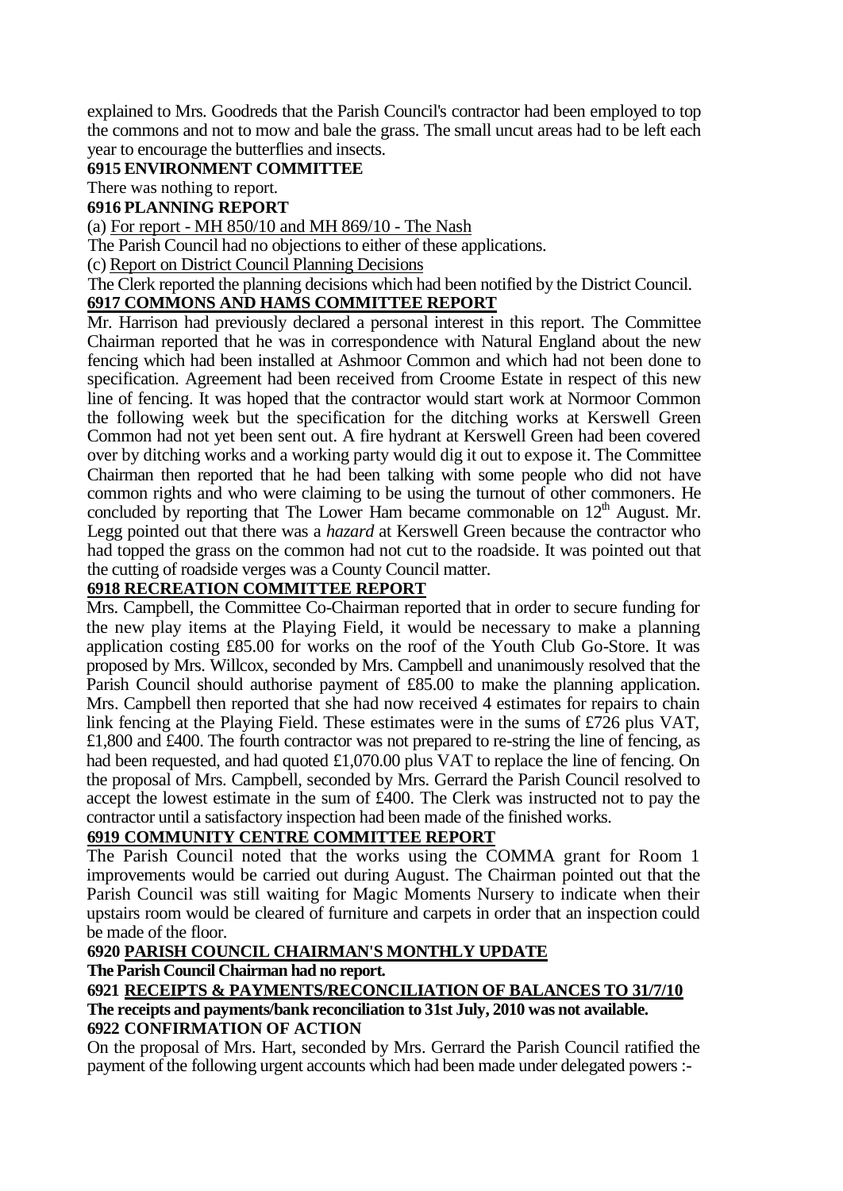explained to Mrs. Goodreds that the Parish Council's contractor had been employed to top the commons and not to mow and bale the grass. The small uncut areas had to be left each year to encourage the butterflies and insects.

**6915 ENVIRONMENT COMMITTEE**

There was nothing to report.

**6916 PLANNING REPORT**

(a) For report - MH 850/10 and MH 869/10 - The Nash

The Parish Council had no objections to either of these applications.

(c) Report on District Council Planning Decisions

The Clerk reported the planning decisions which had been notified by the District Council.

**6917 COMMONS AND HAMS COMMITTEE REPORT**

Mr. Harrison had previously declared a personal interest in this report. The Committee Chairman reported that he was in correspondence with Natural England about the new fencing which had been installed at Ashmoor Common and which had not been done to specification. Agreement had been received from Croome Estate in respect of this new line of fencing. It was hoped that the contractor would start work at Normoor Common the following week but the specification for the ditching works at Kerswell Green Common had not yet been sent out. A fire hydrant at Kerswell Green had been covered over by ditching works and a working party would dig it out to expose it. The Committee Chairman then reported that he had been talking with some people who did not have common rights and who were claiming to be using the turnout of other commoners. He concluded by reporting that The Lower Ham became commonable on 12th August. Mr. Legg pointed out that there was a *hazard* at Kerswell Green because the contractor who had topped the grass on the common had not cut to the roadside. It was pointed out that the cutting of roadside verges was a County Council matter.

**6918 RECREATION COMMITTEE REPORT**

Mrs. Campbell, the Committee Co-Chairman reported that in order to secure funding for the new play items at the Playing Field, it would be necessary to make a planning application costing £85.00 for works on the roof of the Youth Club Go-Store. It was proposed by Mrs. Willcox, seconded by Mrs. Campbell and unanimously resolved that the Parish Council should authorise payment of £85.00 to make the planning application. Mrs. Campbell then reported that she had now received 4 estimates for repairs to chain link fencing at the Playing Field. These estimates were in the sums of £726 plus VAT, £1,800 and £400. The fourth contractor was not prepared to re-string the line of fencing, as had been requested, and had quoted £1,070.00 plus VAT to replace the line of fencing. On the proposal of Mrs. Campbell, seconded by Mrs. Gerrard the Parish Council resolved to accept the lowest estimate in the sum of £400. The Clerk was instructed not to pay the contractor until a satisfactory inspection had been made of the finished works.

**6919 COMMUNITY CENTRE COMMITTEE REPORT**

The Parish Council noted that the works using the COMMA grant for Room 1 improvements would be carried out during August. The Chairman pointed out that the Parish Council was still waiting for Magic Moments Nursery to indicate when their upstairs room would be cleared of furniture and carpets in order that an inspection could be made of the floor.

**6920 PARISH COUNCIL CHAIRMAN'S MONTHLY UPDATE**

**The Parish Council Chairman had no report.**

**6921 RECEIPTS & PAYMENTS/RECONCILIATION OF BALANCES TO 31/7/10**

**The receipts and payments/bank reconciliation to 31st July, 2010 was not available.**

**6922 CONFIRMATION OF ACTION**

On the proposal of Mrs. Hart, seconded by Mrs. Gerrard the Parish Council ratified the payment of the following urgent accounts which had been made under delegated powers :-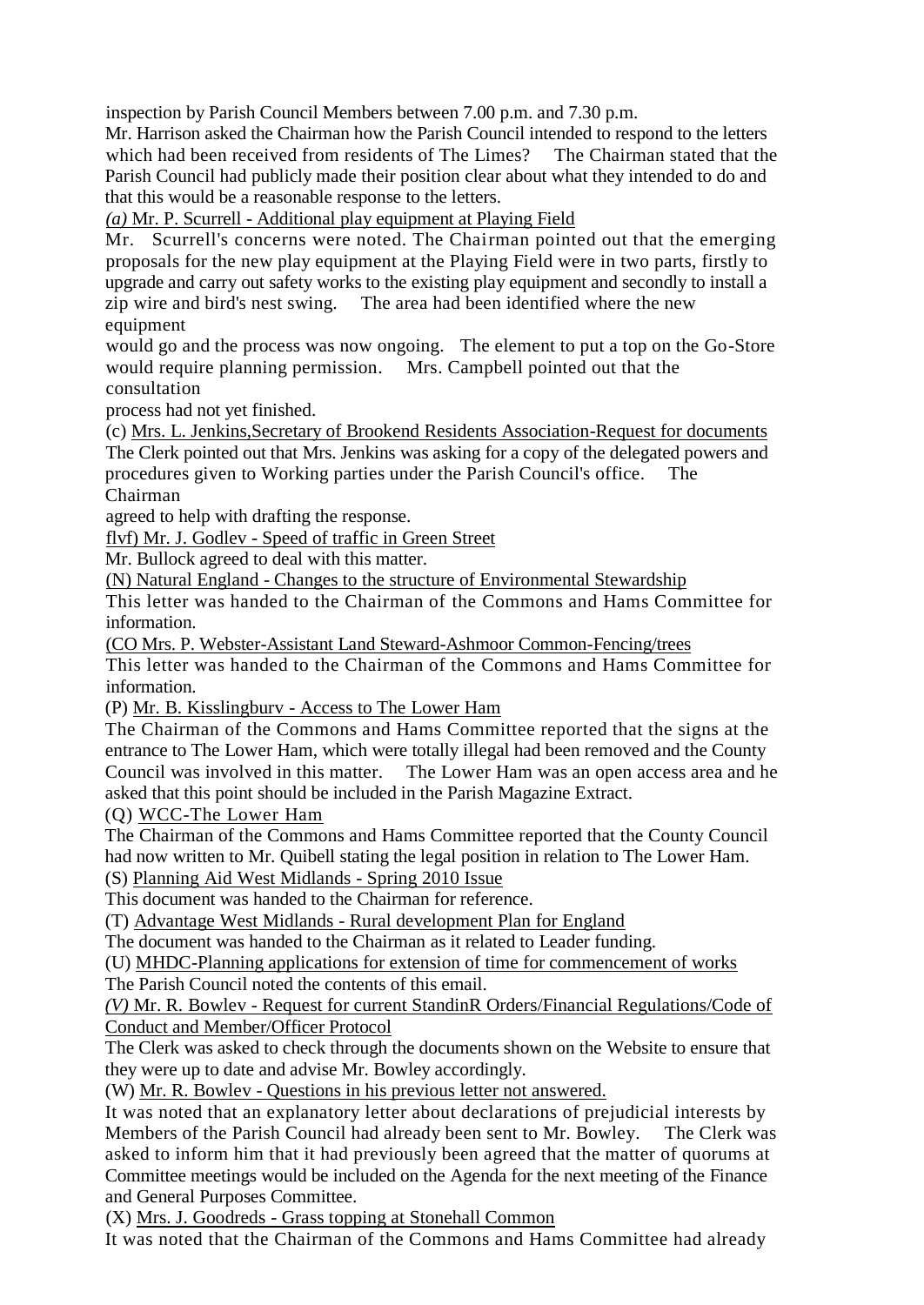inspection by Parish Council Members between 7.00 p.m. and 7.30 p.m.

Mr. Harrison asked the Chairman how the Parish Council intended to respond to the letters which had been received from residents of The Limes? The Chairman stated that the Parish Council had publicly made their position clear about what they intended to do and that this would be a reasonable response to the letters.

*(a)* Mr. P. Scurrell - Additional play equipment at Playing Field

Mr. Scurrell's concerns were noted. The Chairman pointed out that the emerging proposals for the new play equipment at the Playing Field were in two parts, firstly to upgrade and carry out safety works to the existing play equipment and secondly to install a zip wire and bird's nest swing. The area had been identified where the new equipment would go and the process was now ongoing. The element to put a top on the Go-Store would require planning permission. Mrs. Campbell pointed out that the consultation process had not yet finished.

(c) Mrs. L. Jenkins,Secretary of Brookend Residents Association-Request for documents

The Clerk pointed out that Mrs. Jenkins was asking for a copy of the delegated powers and procedures given to Working parties under the Parish Council's office. The Chairman agreed to help with drafting the response.

flvf) Mr. J. Godlev - Speed of traffic in Green Street

Mr. Bullock agreed to deal with this matter.

(N) Natural England - Changes to the structure of Environmental Stewardship

This letter was handed to the Chairman of the Commons and Hams Committee for information.

(CO Mrs. P. Webster-Assistant Land Steward-Ashmoor Common-Fencing/trees

This letter was handed to the Chairman of the Commons and Hams Committee for information.

(P) Mr. B. Kisslingburv - Access to The Lower Ham

The Chairman of the Commons and Hams Committee reported that the signs at the entrance to The Lower Ham, which were totally illegal had been removed and the County Council was involved in this matter. The Lower Ham was an open access area and he asked that this point should be included in the Parish Magazine Extract.

(Q) WCC-The Lower Ham

The Chairman of the Commons and Hams Committee reported that the County Council had now written to Mr. Quibell stating the legal position in relation to The Lower Ham.

(S) Planning Aid West Midlands - Spring 2010 Issue

This document was handed to the Chairman for reference.

(T) Advantage West Midlands - Rural development Plan for England

The document was handed to the Chairman as it related to Leader funding.

(U) MHDC-Planning applications for extension of time for commencement of works

The Parish Council noted the contents of this email.

*(V)* Mr. R. Bowlev - Request for current StandinR Orders/Financial Regulations/Code of Conduct and Member/Officer Protocol

The Clerk was asked to check through the documents shown on the Website to ensure that they were up to date and advise Mr. Bowley accordingly.

(W) Mr. R. Bowlev - Questions in his previous letter not answered.

It was noted that an explanatory letter about declarations of prejudicial interests by Members of the Parish Council had already been sent to Mr. Bowley. The Clerk was asked to inform him that it had previously been agreed that the matter of quorums at Committee meetings would be included on the Agenda for the next meeting of the Finance and General Purposes Committee.

(X) Mrs. J. Goodreds - Grass topping at Stonehall Common

It was noted that the Chairman of the Commons and Hams Committee had already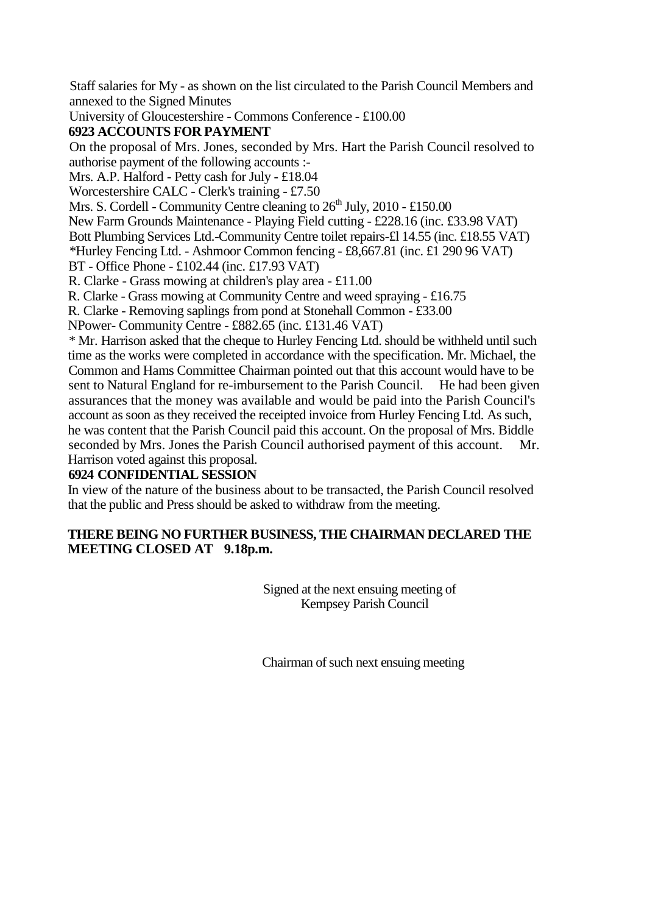Staff salaries for My - as shown on the list circulated to the Parish Council Members and annexed to the Signed Minutes

University of Gloucestershire - Commons Conference - £100.00

**6923 ACCOUNTS FOR PAYMENT**

On the proposal of Mrs. Jones, seconded by Mrs. Hart the Parish Council resolved to authorise payment of the following accounts :-

Mrs. A.P. Halford - Petty cash for July - £18.04

Worcestershire CALC - Clerk's training - £7.50

Mrs. S. Cordell - Community Centre cleaning to 26th July, 2010 - £150.00

New Farm Grounds Maintenance - Playing Field cutting - £228.16 (inc. £33.98 VAT)

Bott Plumbing Services Ltd.-Community Centre toilet repairs-£l 14.55 (inc. £18.55 VAT)

*Hurley Fencing Ltd. - Ashmoor Common fencing - £8,667.81 (inc. £1 290 96 VAT)

BT - Office Phone - £102.44 (inc. £17.93 VAT)

R. Clarke - Grass mowing at children's play area - £11.00

R. Clarke - Grass mowing at Community Centre and weed spraying - £16.75

R. Clarke - Removing saplings from pond at Stonehall Common - £33.00

NPower- Community Centre - £882.65 (inc. £131.46 VAT)

* Mr. Harrison asked that the cheque to Hurley Fencing Ltd. should be withheld until such time as the works were completed in accordance with the specification. Mr. Michael, the Common and Hams Committee Chairman pointed out that this account would have to be sent to Natural England for re-imbursement to the Parish Council. He had been given assurances that the money was available and would be paid into the Parish Council's account as soon as they received the receipted invoice from Hurley Fencing Ltd. As such, he was content that the Parish Council paid this account. On the proposal of Mrs. Biddle seconded by Mrs. Jones the Parish Council authorised payment of this account. Mr. Harrison voted against this proposal.

**6924 CONFIDENTIAL SESSION**

In view of the nature of the business about to be transacted, the Parish Council resolved that the public and Press should be asked to withdraw from the meeting.

**THERE BEING NO FURTHER BUSINESS, THE CHAIRMAN DECLARED THE MEETING CLOSED AT 9.18p.m.**

Signed at the next ensuing meeting of
Kempsey Parish Council

Chairman of such next ensuing meeting